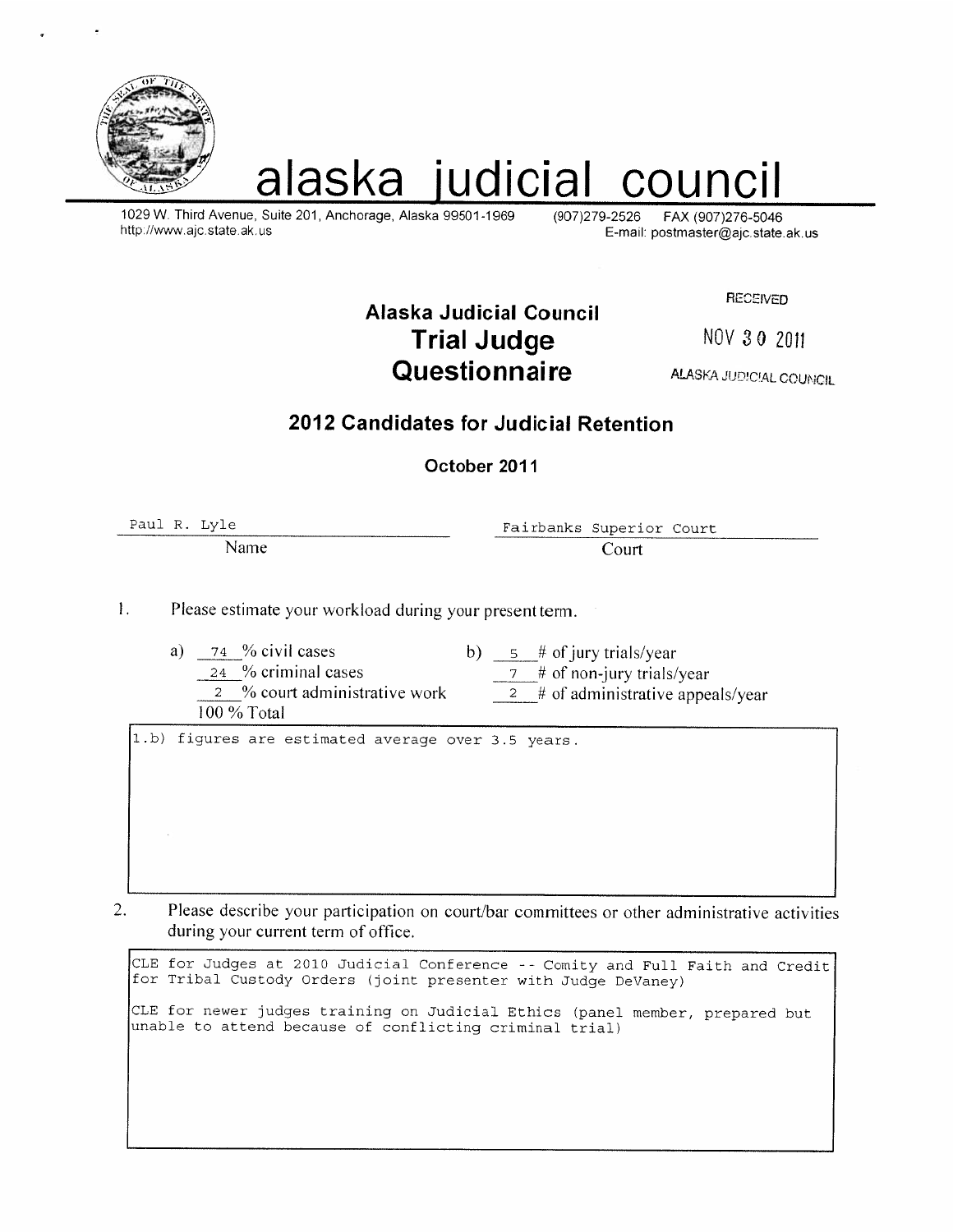# alaska judicial council

1029 W. Third Avenue, Suite 201, Anchorage, Alaska 99501-1969  (907)279-2526  FAX (907)276-5046
http://www.ajc.state.ak.us  E-mail: postmaster@ajc.state.ak.us

RECEIVED
NOV 30 2011
ALASKA JUDICIAL COUNCIL

## Alaska Judicial Council
## Trial Judge Questionnaire

### 2012 Candidates for Judicial Retention

**October 2011**

Name: Paul R. Lyle

Court: Fairbanks Superior Court

1. Please estimate your workload during your present term.

   a) 74 % civil cases
   24 % criminal cases
   2 % court administrative work
   100 % Total

   b) 5 # of jury trials/year
   7 # of non-jury trials/year
   2 # of administrative appeals/year

   1.b) figures are estimated average over 3.5 years.

2. Please describe your participation on court/bar committees or other administrative activities during your current term of office.

   CLE for Judges at 2010 Judicial Conference -- Comity and Full Faith and Credit for Tribal Custody Orders (joint presenter with Judge DeVaney)

   CLE for newer judges training on Judicial Ethics (panel member, prepared but unable to attend because of conflicting criminal trial)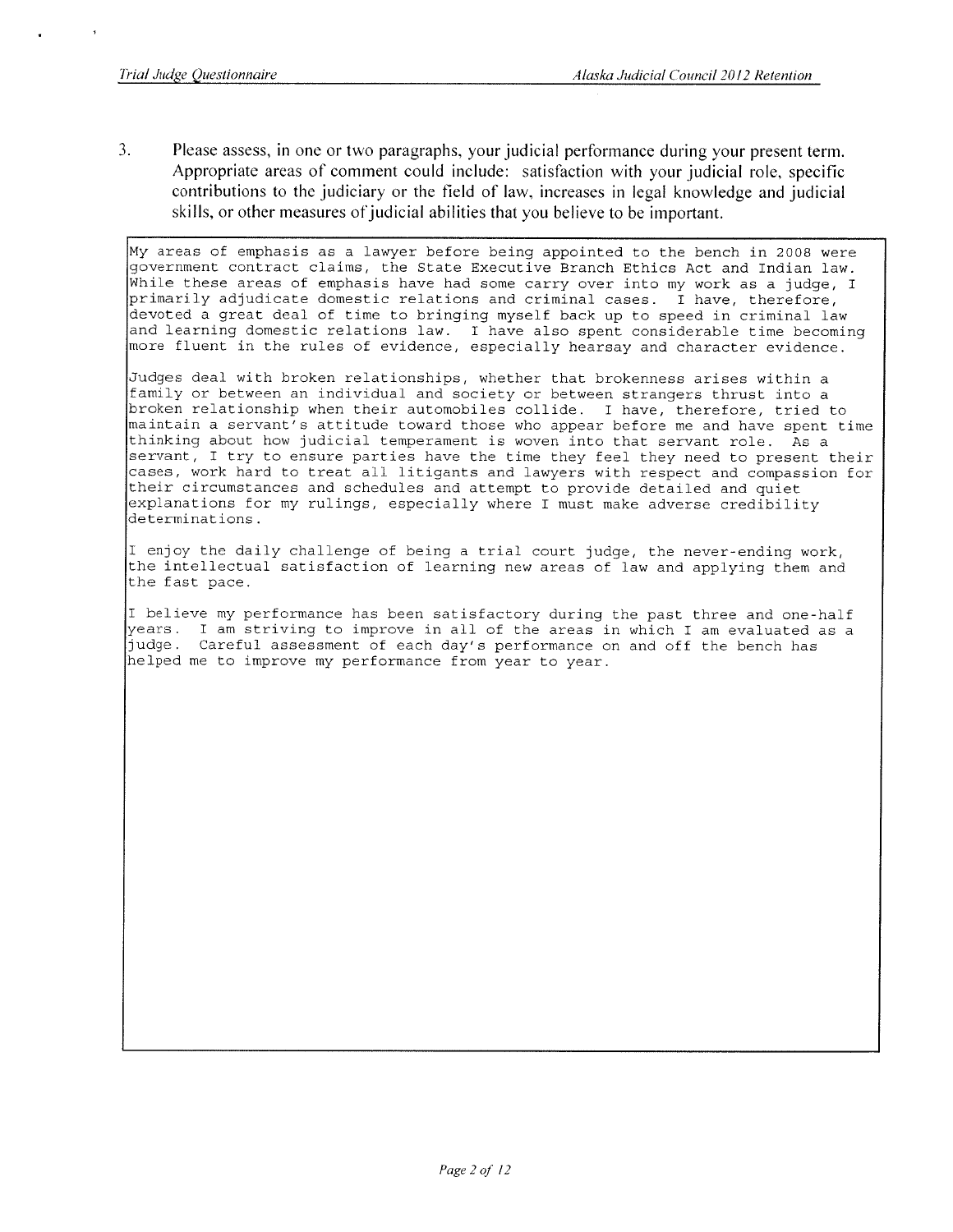3. Please assess, in one or two paragraphs, your judicial performance during your present term. Appropriate areas of comment could include: satisfaction with your judicial role, specific contributions to the judiciary or the field of law, increases in legal knowledge and judicial skills, or other measures of judicial abilities that you believe to be important.

My areas of emphasis as a lawyer before being appointed to the bench in 2008 were government contract claims, the State Executive Branch Ethics Act and Indian law. While these areas of emphasis have had some carry over into my work as a judge, I primarily adjudicate domestic relations and criminal cases. I have, therefore, devoted a great deal of time to bringing myself back up to speed in criminal law and learning domestic relations law. I have also spent considerable time becoming more fluent in the rules of evidence, especially hearsay and character evidence.

Judges deal with broken relationships, whether that brokenness arises within a family or between an individual and society or between strangers thrust into a broken relationship when their automobiles collide. I have, therefore, tried to maintain a servant's attitude toward those who appear before me and have spent time thinking about how judicial temperament is woven into that servant role. As a servant, I try to ensure parties have the time they feel they need to present their cases, work hard to treat all litigants and lawyers with respect and compassion for their circumstances and schedules and attempt to provide detailed and quiet explanations for my rulings, especially where I must make adverse credibility determinations.

I enjoy the daily challenge of being a trial court judge, the never-ending work, the intellectual satisfaction of learning new areas of law and applying them and the fast pace.

I believe my performance has been satisfactory during the past three and one-half years. I am striving to improve in all of the areas in which I am evaluated as a judge. Careful assessment of each day's performance on and off the bench has helped me to improve my performance from year to year.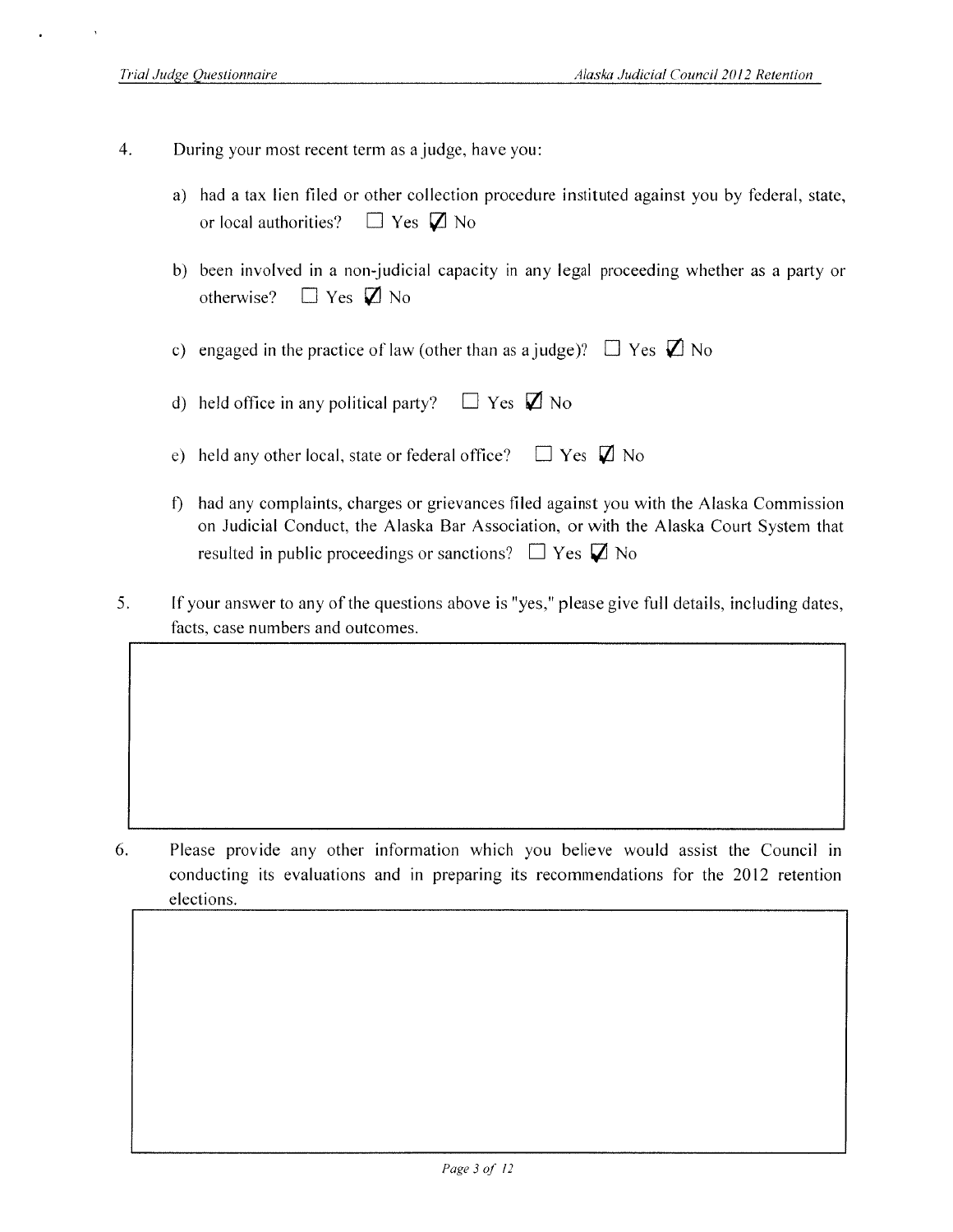4. During your most recent term as a judge, have you:

   a) had a tax lien filed or other collection procedure instituted against you by federal, state, or local authorities? ☐ Yes ☑ No

   b) been involved in a non-judicial capacity in any legal proceeding whether as a party or otherwise? ☐ Yes ☑ No

   c) engaged in the practice of law (other than as a judge)? ☐ Yes ☑ No

   d) held office in any political party? ☐ Yes ☑ No

   e) held any other local, state or federal office? ☐ Yes ☑ No

   f) had any complaints, charges or grievances filed against you with the Alaska Commission on Judicial Conduct, the Alaska Bar Association, or with the Alaska Court System that resulted in public proceedings or sanctions? ☐ Yes ☑ No

5. If your answer to any of the questions above is "yes," please give full details, including dates, facts, case numbers and outcomes.

6. Please provide any other information which you believe would assist the Council in conducting its evaluations and in preparing its recommendations for the 2012 retention elections.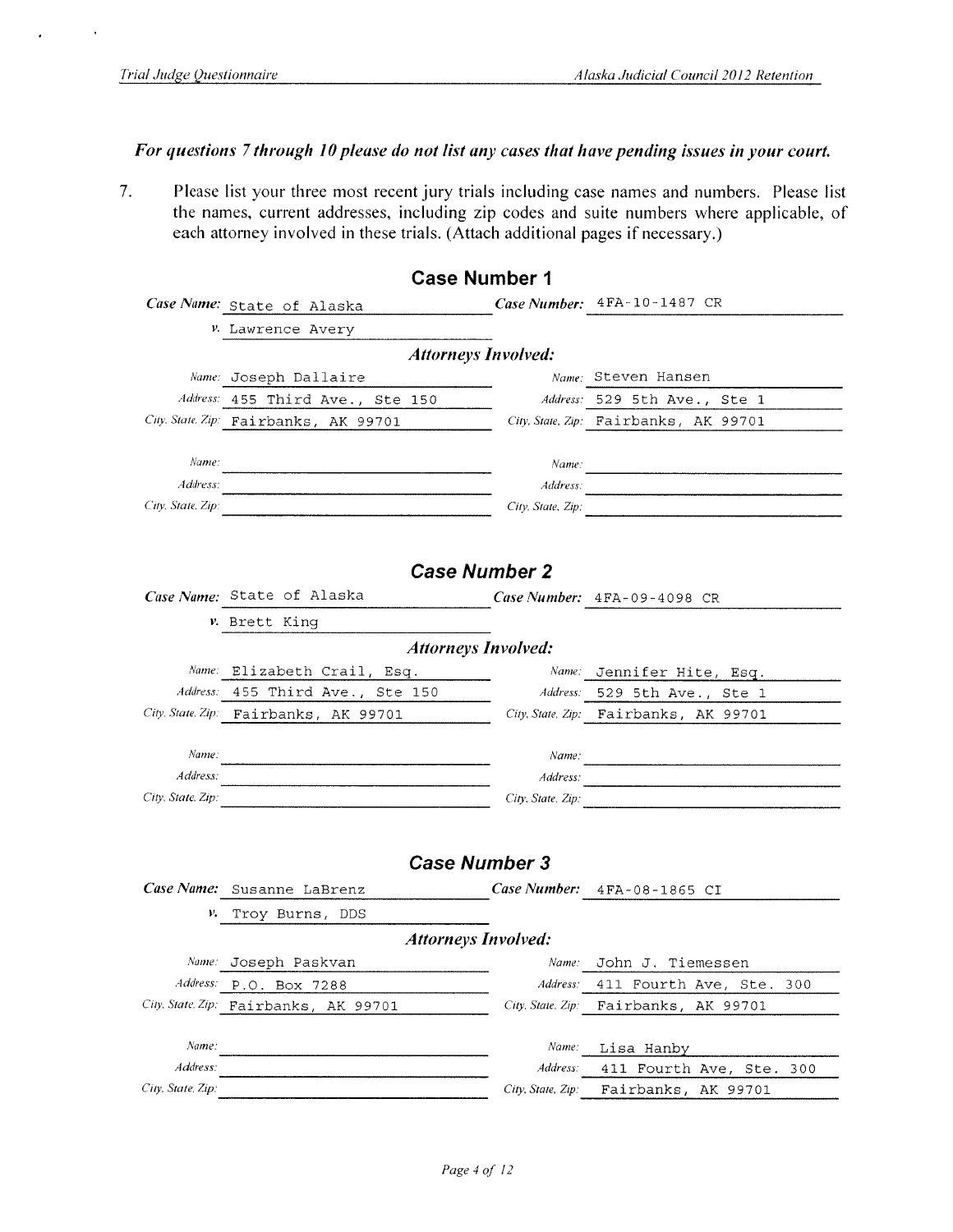***For questions 7 through 10 please do not list any cases that have pending issues in your court.***

7. Please list your three most recent jury trials including case names and numbers. Please list the names, current addresses, including zip codes and suite numbers where applicable, of each attorney involved in these trials. (Attach additional pages if necessary.)

## Case Number 1

***Case Name:*** State of Alaska
***v.*** Lawrence Avery
***Case Number:*** 4FA-10-1487 CR

***Attorneys Involved:***

| | | | |
|---|---|---|---|
| *Name:* | Joseph Dallaire | *Name:* | Steven Hansen |
| *Address:* | 455 Third Ave., Ste 150 | *Address:* | 529 5th Ave., Ste 1 |
| *City, State, Zip:* | Fairbanks, AK 99701 | *City, State, Zip:* | Fairbanks, AK 99701 |
| *Name:* | | *Name:* | |
| *Address:* | | *Address:* | |
| *City, State, Zip:* | | *City, State, Zip:* | |

## Case Number 2

***Case Name:*** State of Alaska
***v.*** Brett King
***Case Number:*** 4FA-09-4098 CR

***Attorneys Involved:***

| | | | |
|---|---|---|---|
| *Name:* | Elizabeth Crail, Esq. | *Name:* | Jennifer Hite, Esq. |
| *Address:* | 455 Third Ave., Ste 150 | *Address:* | 529 5th Ave., Ste 1 |
| *City, State, Zip:* | Fairbanks, AK 99701 | *City, State, Zip:* | Fairbanks, AK 99701 |
| *Name:* | | *Name:* | |
| *Address:* | | *Address:* | |
| *City, State, Zip:* | | *City, State, Zip:* | |

## Case Number 3

***Case Name:*** Susanne LaBrenz
***v.*** Troy Burns, DDS
***Case Number:*** 4FA-08-1865 CI

***Attorneys Involved:***

| | | | |
|---|---|---|---|
| *Name:* | Joseph Paskvan | *Name:* | John J. Tiemessen |
| *Address:* | P.O. Box 7288 | *Address:* | 411 Fourth Ave, Ste. 300 |
| *City, State, Zip:* | Fairbanks, AK 99701 | *City, State, Zip:* | Fairbanks, AK 99701 |
| *Name:* | | *Name:* | Lisa Hanby |
| *Address:* | | *Address:* | 411 Fourth Ave, Ste. 300 |
| *City, State, Zip:* | | *City, State, Zip:* | Fairbanks, AK 99701 |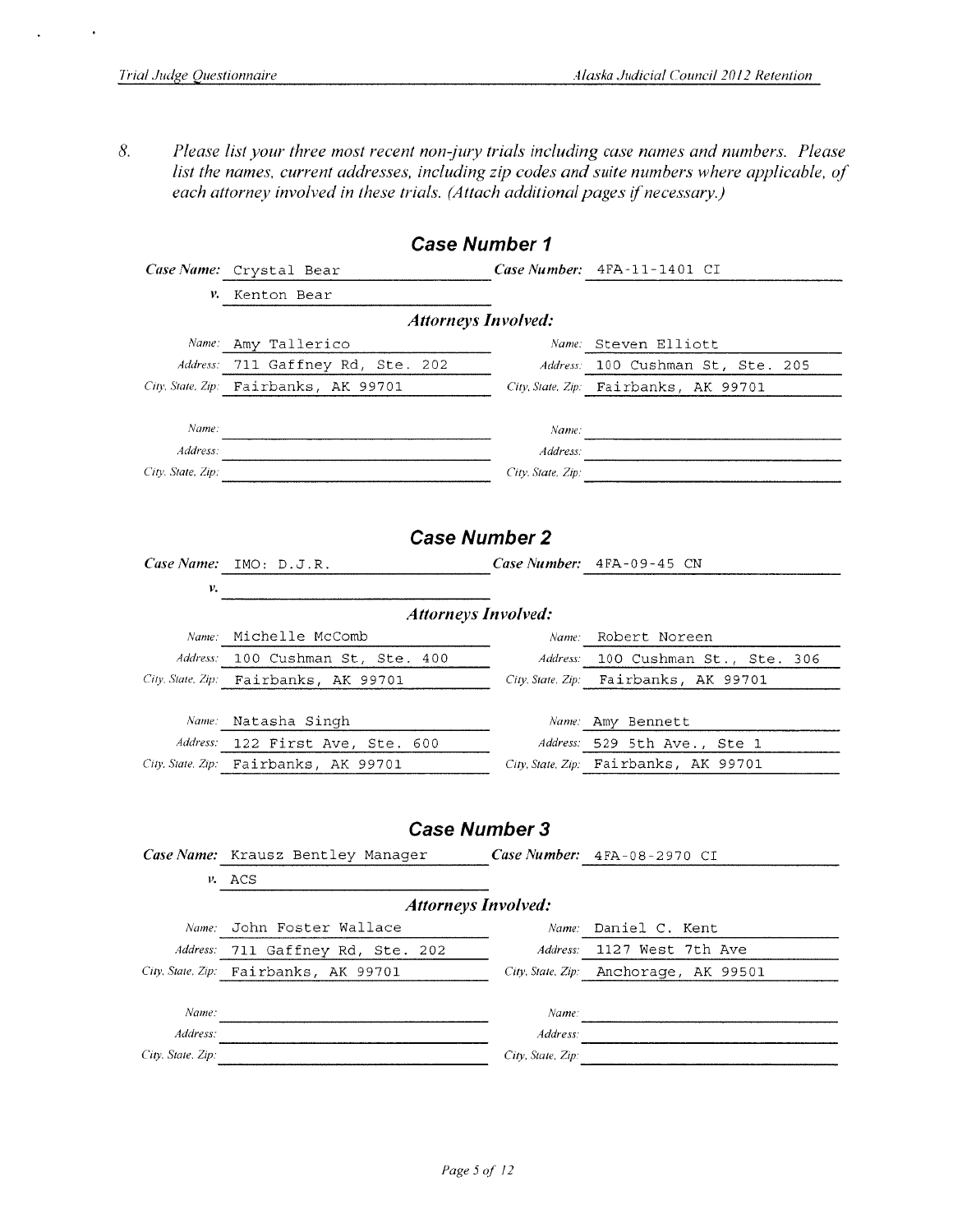8. *Please list your three most recent non-jury trials including case names and numbers. Please list the names, current addresses, including zip codes and suite numbers where applicable, of each attorney involved in these trials. (Attach additional pages if necessary.)*

## Case Number 1

**Case Name:** Crystal Bear  **Case Number:** 4FA-11-1401 CI

***v.*** Kenton Bear

***Attorneys Involved:***

| | | | |
|---|---|---|---|
| *Name:* | Amy Tallerico | *Name:* | Steven Elliott |
| *Address:* | 711 Gaffney Rd, Ste. 202 | *Address:* | 100 Cushman St, Ste. 205 |
| *City, State, Zip:* | Fairbanks, AK 99701 | *City, State, Zip:* | Fairbanks, AK 99701 |
| *Name:* | | *Name:* | |
| *Address:* | | *Address:* | |
| *City, State, Zip:* | | *City, State, Zip:* | |

## Case Number 2

**Case Name:** IMO: D.J.R.  **Case Number:** 4FA-09-45 CN

***v.***

***Attorneys Involved:***

| | | | |
|---|---|---|---|
| *Name:* | Michelle McComb | *Name:* | Robert Noreen |
| *Address:* | 100 Cushman St, Ste. 400 | *Address:* | 100 Cushman St., Ste. 306 |
| *City, State, Zip:* | Fairbanks, AK 99701 | *City, State, Zip:* | Fairbanks, AK 99701 |
| *Name:* | Natasha Singh | *Name:* | Amy Bennett |
| *Address:* | 122 First Ave, Ste. 600 | *Address:* | 529 5th Ave., Ste 1 |
| *City, State, Zip:* | Fairbanks, AK 99701 | *City, State, Zip:* | Fairbanks, AK 99701 |

## Case Number 3

**Case Name:** Krausz Bentley Manager  **Case Number:** 4FA-08-2970 CI

***v.*** ACS

***Attorneys Involved:***

| | | | |
|---|---|---|---|
| *Name:* | John Foster Wallace | *Name:* | Daniel C. Kent |
| *Address:* | 711 Gaffney Rd, Ste. 202 | *Address:* | 1127 West 7th Ave |
| *City, State, Zip:* | Fairbanks, AK 99701 | *City, State, Zip:* | Anchorage, AK 99501 |
| *Name:* | | *Name:* | |
| *Address:* | | *Address:* | |
| *City, State, Zip:* | | *City, State, Zip:* | |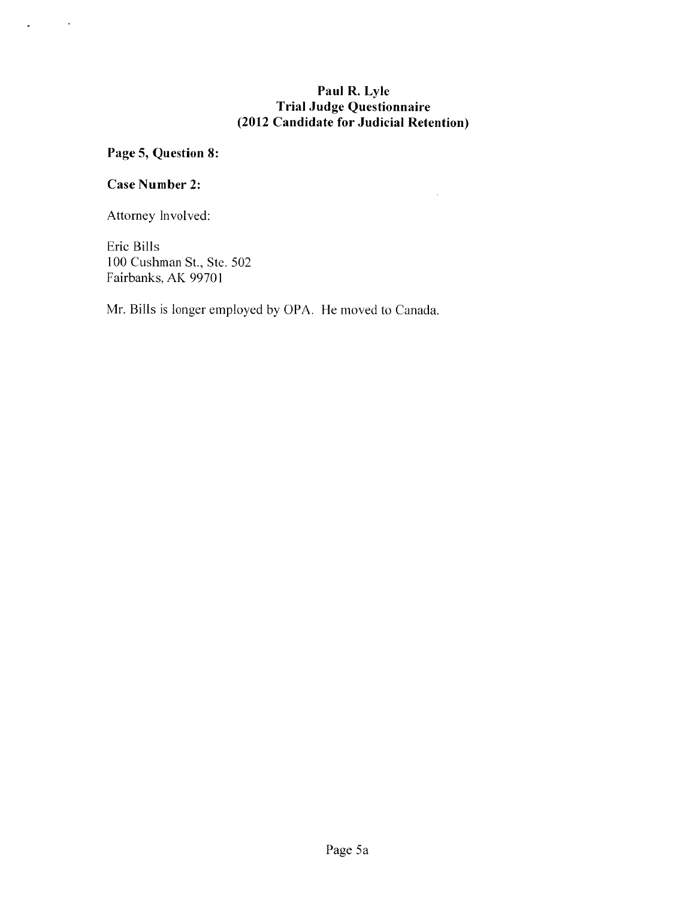**Paul R. Lyle**
**Trial Judge Questionnaire**
**(2012 Candidate for Judicial Retention)**

**Page 5, Question 8:**

**Case Number 2:**

Attorney Involved:

Eric Bills
100 Cushman St., Ste. 502
Fairbanks, AK 99701

Mr. Bills is longer employed by OPA. He moved to Canada.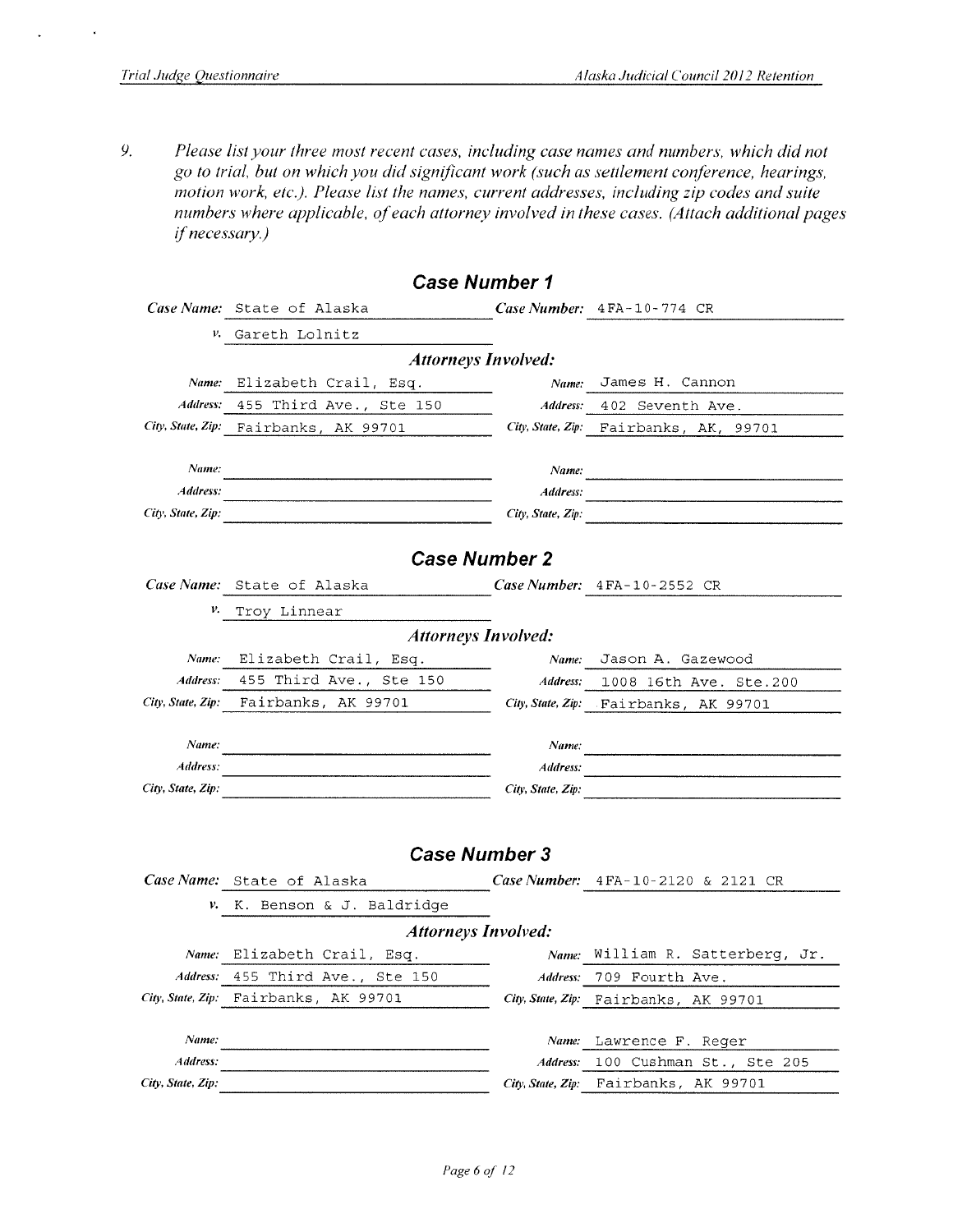9. *Please list your three most recent cases, including case names and numbers, which did not go to trial, but on which you did significant work (such as settlement conference, hearings, motion work, etc.). Please list the names, current addresses, including zip codes and suite numbers where applicable, of each attorney involved in these cases. (Attach additional pages if necessary.)*

## Case Number 1

***Case Name:*** State of Alaska ***v.*** Gareth Lolnitz

***Case Number:*** 4FA-10-774 CR

***Attorneys Involved:***

| | | | |
|---|---|---|---|
| ***Name:*** | Elizabeth Crail, Esq. | ***Name:*** | James H. Cannon |
| ***Address:*** | 455 Third Ave., Ste 150 | ***Address:*** | 402 Seventh Ave. |
| ***City, State, Zip:*** | Fairbanks, AK 99701 | ***City, State, Zip:*** | Fairbanks, AK, 99701 |
| ***Name:*** | | ***Name:*** | |
| ***Address:*** | | ***Address:*** | |
| ***City, State, Zip:*** | | ***City, State, Zip:*** | |

## Case Number 2

***Case Name:*** State of Alaska ***v.*** Troy Linnear

***Case Number:*** 4FA-10-2552 CR

***Attorneys Involved:***

| | | | |
|---|---|---|---|
| ***Name:*** | Elizabeth Crail, Esq. | ***Name:*** | Jason A. Gazewood |
| ***Address:*** | 455 Third Ave., Ste 150 | ***Address:*** | 1008 16th Ave. Ste.200 |
| ***City, State, Zip:*** | Fairbanks, AK 99701 | ***City, State, Zip:*** | Fairbanks, AK 99701 |
| ***Name:*** | | ***Name:*** | |
| ***Address:*** | | ***Address:*** | |
| ***City, State, Zip:*** | | ***City, State, Zip:*** | |

## Case Number 3

***Case Name:*** State of Alaska ***v.*** K. Benson & J. Baldridge

***Case Number:*** 4FA-10-2120 & 2121 CR

***Attorneys Involved:***

| | | | |
|---|---|---|---|
| ***Name:*** | Elizabeth Crail, Esq. | ***Name:*** | William R. Satterberg, Jr. |
| ***Address:*** | 455 Third Ave., Ste 150 | ***Address:*** | 709 Fourth Ave. |
| ***City, State, Zip:*** | Fairbanks, AK 99701 | ***City, State, Zip:*** | Fairbanks, AK 99701 |
| ***Name:*** | | ***Name:*** | Lawrence F. Reger |
| ***Address:*** | | ***Address:*** | 100 Cushman St., Ste 205 |
| ***City, State, Zip:*** | | ***City, State, Zip:*** | Fairbanks, AK 99701 |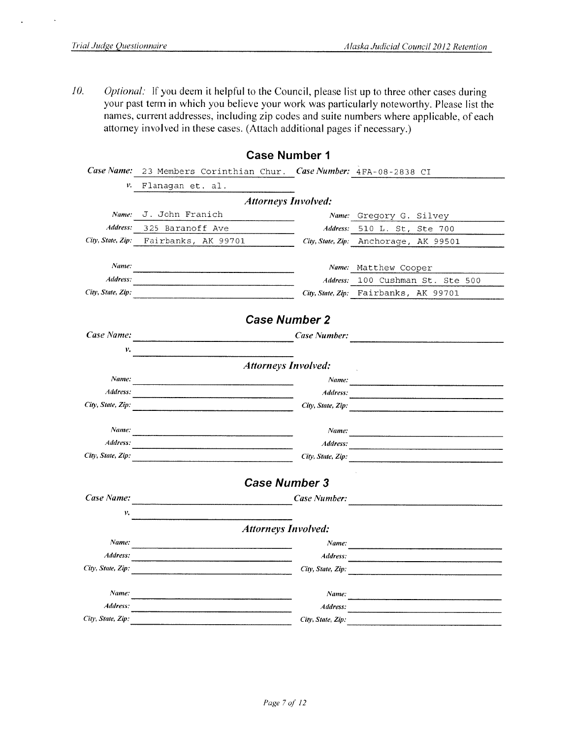10. *Optional:* If you deem it helpful to the Council, please list up to three other cases during your past term in which you believe your work was particularly noteworthy. Please list the names, current addresses, including zip codes and suite numbers where applicable, of each attorney involved in these cases. (Attach additional pages if necessary.)

## Case Number 1

***Case Name:*** 23 Members Corinthian Chur. ***Case Number:*** 4FA-08-2838 CI

***v.*** Flanagan et. al.

### *Attorneys Involved:*

| | | | |
|---|---|---|---|
| ***Name:*** | J. John Franich | ***Name:*** | Gregory G. Silvey |
| ***Address:*** | 325 Baranoff Ave | ***Address:*** | 510 L. St, Ste 700 |
| ***City, State, Zip:*** | Fairbanks, AK 99701 | ***City, State, Zip:*** | Anchorage, AK 99501 |
| ***Name:*** | | ***Name:*** | Matthew Cooper |
| ***Address:*** | | ***Address:*** | 100 Cushman St. Ste 500 |
| ***City, State, Zip:*** | | ***City, State, Zip:*** | Fairbanks, AK 99701 |

## *Case Number 2*

***Case Name:*** ***Case Number:***

***v.***

### *Attorneys Involved:*

| | | | |
|---|---|---|---|
| ***Name:*** | | ***Name:*** | |
| ***Address:*** | | ***Address:*** | |
| ***City, State, Zip:*** | | ***City, State, Zip:*** | |
| ***Name:*** | | ***Name:*** | |
| ***Address:*** | | ***Address:*** | |
| ***City, State, Zip:*** | | ***City, State, Zip:*** | |

## *Case Number 3*

***Case Name:*** ***Case Number:***

***v.***

### *Attorneys Involved:*

| | | | |
|---|---|---|---|
| ***Name:*** | | ***Name:*** | |
| ***Address:*** | | ***Address:*** | |
| ***City, State, Zip:*** | | ***City, State, Zip:*** | |
| ***Name:*** | | ***Name:*** | |
| ***Address:*** | | ***Address:*** | |
| ***City, State, Zip:*** | | ***City, State, Zip:*** | |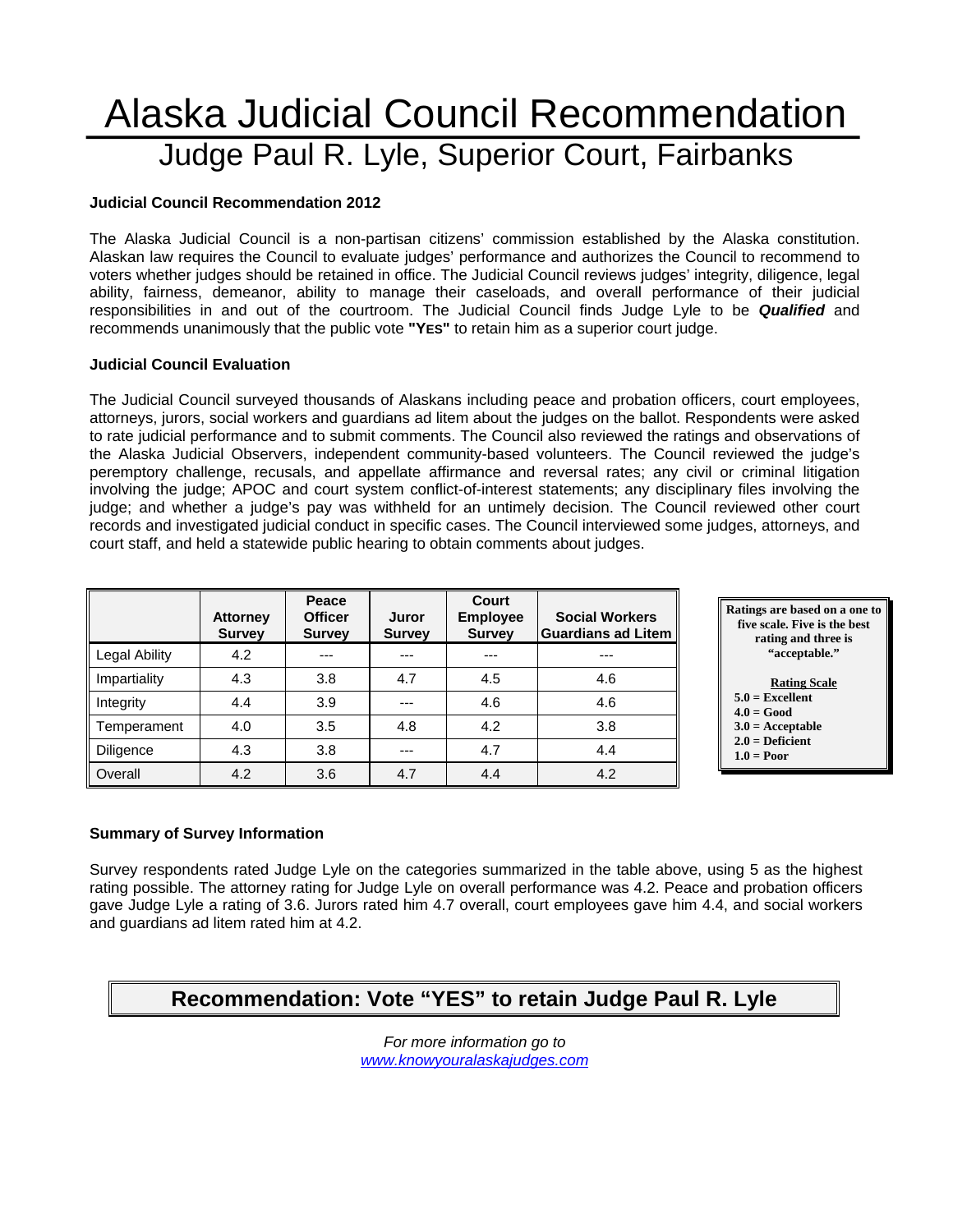# Alaska Judicial Council Recommendation

## Judge Paul R. Lyle, Superior Court, Fairbanks

**Judicial Council Recommendation 2012**

The Alaska Judicial Council is a non-partisan citizens' commission established by the Alaska constitution. Alaskan law requires the Council to evaluate judges' performance and authorizes the Council to recommend to voters whether judges should be retained in office. The Judicial Council reviews judges' integrity, diligence, legal ability, fairness, demeanor, ability to manage their caseloads, and overall performance of their judicial responsibilities in and out of the courtroom. The Judicial Council finds Judge Lyle to be ***Qualified*** and recommends unanimously that the public vote **"YES"** to retain him as a superior court judge.

**Judicial Council Evaluation**

The Judicial Council surveyed thousands of Alaskans including peace and probation officers, court employees, attorneys, jurors, social workers and guardians ad litem about the judges on the ballot. Respondents were asked to rate judicial performance and to submit comments. The Council also reviewed the ratings and observations of the Alaska Judicial Observers, independent community-based volunteers. The Council reviewed the judge's peremptory challenge, recusals, and appellate affirmance and reversal rates; any civil or criminal litigation involving the judge; APOC and court system conflict-of-interest statements; any disciplinary files involving the judge; and whether a judge's pay was withheld for an untimely decision. The Council reviewed other court records and investigated judicial conduct in specific cases. The Council interviewed some judges, attorneys, and court staff, and held a statewide public hearing to obtain comments about judges.

| | Attorney Survey | Peace Officer Survey | Juror Survey | Court Employee Survey | Social Workers Guardians ad Litem |
|---|---|---|---|---|---|
| Legal Ability | 4.2 | --- | --- | --- | --- |
| Impartiality | 4.3 | 3.8 | 4.7 | 4.5 | 4.6 |
| Integrity | 4.4 | 3.9 | --- | 4.6 | 4.6 |
| Temperament | 4.0 | 3.5 | 4.8 | 4.2 | 3.8 |
| Diligence | 4.3 | 3.8 | --- | 4.7 | 4.4 |
| Overall | 4.2 | 3.6 | 4.7 | 4.4 | 4.2 |

**Ratings are based on a one to five scale. Five is the best rating and three is "acceptable."**

**Rating Scale**
**5.0 = Excellent**
**4.0 = Good**
**3.0 = Acceptable**
**2.0 = Deficient**
**1.0 = Poor**

**Summary of Survey Information**

Survey respondents rated Judge Lyle on the categories summarized in the table above, using 5 as the highest rating possible. The attorney rating for Judge Lyle on overall performance was 4.2. Peace and probation officers gave Judge Lyle a rating of 3.6. Jurors rated him 4.7 overall, court employees gave him 4.4, and social workers and guardians ad litem rated him at 4.2.

**Recommendation: Vote "YES" to retain Judge Paul R. Lyle**

*For more information go to*
*www.knowyouralaskajudges.com*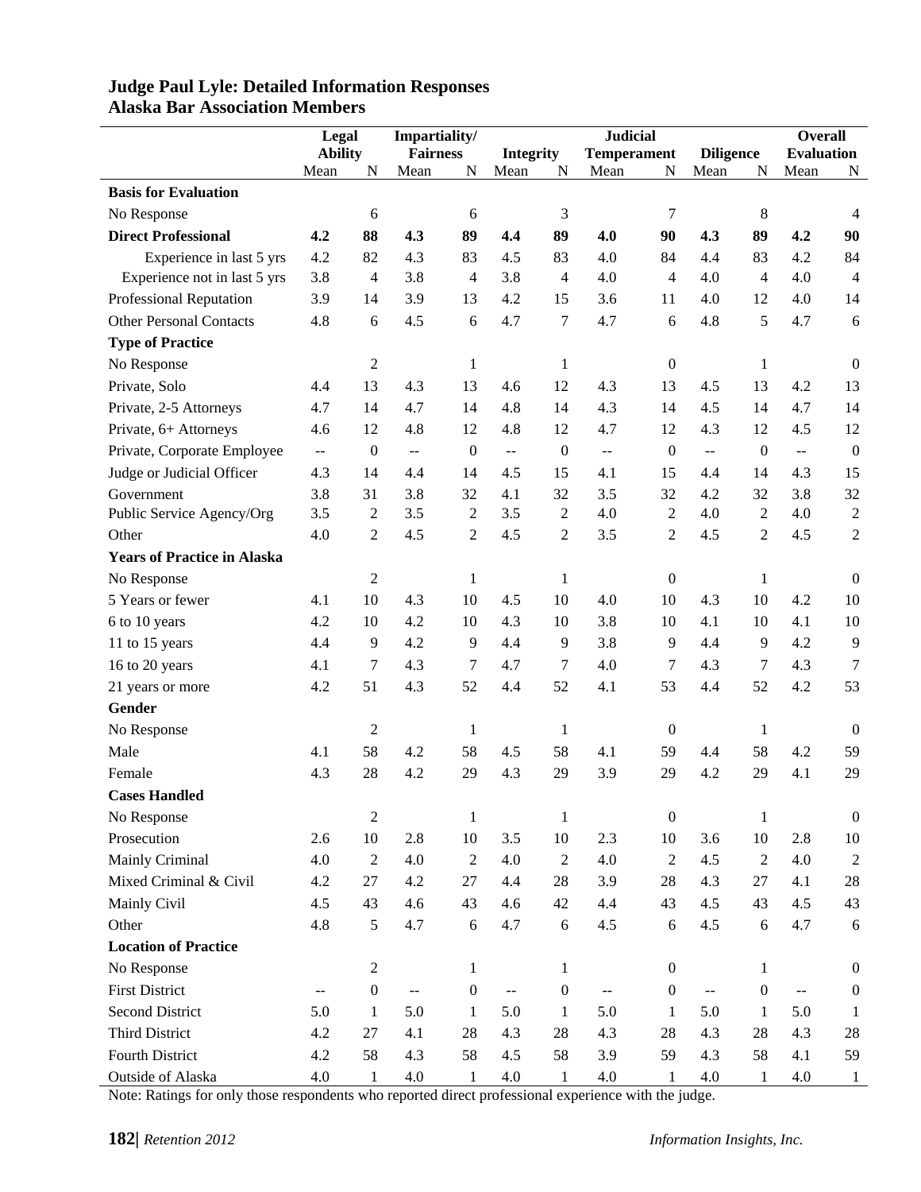**Judge Paul Lyle: Detailed Information Responses**
**Alaska Bar Association Members**

| | Legal Ability | | Impartiality/ Fairness | | Integrity | | Judicial Temperament | | Diligence | | Overall Evaluation | |
|---|---|---|---|---|---|---|---|---|---|---|---|---|
| | Mean | N | Mean | N | Mean | N | Mean | N | Mean | N | Mean | N |
| **Basis for Evaluation** | | | | | | | | | | | | |
| No Response | | 6 | | 6 | | 3 | | 7 | | 8 | | 4 |
| **Direct Professional** | **4.2** | **88** | **4.3** | **89** | **4.4** | **89** | **4.0** | **90** | **4.3** | **89** | **4.2** | **90** |
| Experience in last 5 yrs | 4.2 | 82 | 4.3 | 83 | 4.5 | 83 | 4.0 | 84 | 4.4 | 83 | 4.2 | 84 |
| Experience not in last 5 yrs | 3.8 | 4 | 3.8 | 4 | 3.8 | 4 | 4.0 | 4 | 4.0 | 4 | 4.0 | 4 |
| Professional Reputation | 3.9 | 14 | 3.9 | 13 | 4.2 | 15 | 3.6 | 11 | 4.0 | 12 | 4.0 | 14 |
| Other Personal Contacts | 4.8 | 6 | 4.5 | 6 | 4.7 | 7 | 4.7 | 6 | 4.8 | 5 | 4.7 | 6 |
| **Type of Practice** | | | | | | | | | | | | |
| No Response | | 2 | | 1 | | 1 | | 0 | | 1 | | 0 |
| Private, Solo | 4.4 | 13 | 4.3 | 13 | 4.6 | 12 | 4.3 | 13 | 4.5 | 13 | 4.2 | 13 |
| Private, 2-5 Attorneys | 4.7 | 14 | 4.7 | 14 | 4.8 | 14 | 4.3 | 14 | 4.5 | 14 | 4.7 | 14 |
| Private, 6+ Attorneys | 4.6 | 12 | 4.8 | 12 | 4.8 | 12 | 4.7 | 12 | 4.3 | 12 | 4.5 | 12 |
| Private, Corporate Employee | -- | 0 | -- | 0 | -- | 0 | -- | 0 | -- | 0 | -- | 0 |
| Judge or Judicial Officer | 4.3 | 14 | 4.4 | 14 | 4.5 | 15 | 4.1 | 15 | 4.4 | 14 | 4.3 | 15 |
| Government | 3.8 | 31 | 3.8 | 32 | 4.1 | 32 | 3.5 | 32 | 4.2 | 32 | 3.8 | 32 |
| Public Service Agency/Org | 3.5 | 2 | 3.5 | 2 | 3.5 | 2 | 4.0 | 2 | 4.0 | 2 | 4.0 | 2 |
| Other | 4.0 | 2 | 4.5 | 2 | 4.5 | 2 | 3.5 | 2 | 4.5 | 2 | 4.5 | 2 |
| **Years of Practice in Alaska** | | | | | | | | | | | | |
| No Response | | 2 | | 1 | | 1 | | 0 | | 1 | | 0 |
| 5 Years or fewer | 4.1 | 10 | 4.3 | 10 | 4.5 | 10 | 4.0 | 10 | 4.3 | 10 | 4.2 | 10 |
| 6 to 10 years | 4.2 | 10 | 4.2 | 10 | 4.3 | 10 | 3.8 | 10 | 4.1 | 10 | 4.1 | 10 |
| 11 to 15 years | 4.4 | 9 | 4.2 | 9 | 4.4 | 9 | 3.8 | 9 | 4.4 | 9 | 4.2 | 9 |
| 16 to 20 years | 4.1 | 7 | 4.3 | 7 | 4.7 | 7 | 4.0 | 7 | 4.3 | 7 | 4.3 | 7 |
| 21 years or more | 4.2 | 51 | 4.3 | 52 | 4.4 | 52 | 4.1 | 53 | 4.4 | 52 | 4.2 | 53 |
| **Gender** | | | | | | | | | | | | |
| No Response | | 2 | | 1 | | 1 | | 0 | | 1 | | 0 |
| Male | 4.1 | 58 | 4.2 | 58 | 4.5 | 58 | 4.1 | 59 | 4.4 | 58 | 4.2 | 59 |
| Female | 4.3 | 28 | 4.2 | 29 | 4.3 | 29 | 3.9 | 29 | 4.2 | 29 | 4.1 | 29 |
| **Cases Handled** | | | | | | | | | | | | |
| No Response | | 2 | | 1 | | 1 | | 0 | | 1 | | 0 |
| Prosecution | 2.6 | 10 | 2.8 | 10 | 3.5 | 10 | 2.3 | 10 | 3.6 | 10 | 2.8 | 10 |
| Mainly Criminal | 4.0 | 2 | 4.0 | 2 | 4.0 | 2 | 4.0 | 2 | 4.5 | 2 | 4.0 | 2 |
| Mixed Criminal & Civil | 4.2 | 27 | 4.2 | 27 | 4.4 | 28 | 3.9 | 28 | 4.3 | 27 | 4.1 | 28 |
| Mainly Civil | 4.5 | 43 | 4.6 | 43 | 4.6 | 42 | 4.4 | 43 | 4.5 | 43 | 4.5 | 43 |
| Other | 4.8 | 5 | 4.7 | 6 | 4.7 | 6 | 4.5 | 6 | 4.5 | 6 | 4.7 | 6 |
| **Location of Practice** | | | | | | | | | | | | |
| No Response | | 2 | | 1 | | 1 | | 0 | | 1 | | 0 |
| First District | -- | 0 | -- | 0 | -- | 0 | -- | 0 | -- | 0 | -- | 0 |
| Second District | 5.0 | 1 | 5.0 | 1 | 5.0 | 1 | 5.0 | 1 | 5.0 | 1 | 5.0 | 1 |
| Third District | 4.2 | 27 | 4.1 | 28 | 4.3 | 28 | 4.3 | 28 | 4.3 | 28 | 4.3 | 28 |
| Fourth District | 4.2 | 58 | 4.3 | 58 | 4.5 | 58 | 3.9 | 59 | 4.3 | 58 | 4.1 | 59 |
| Outside of Alaska | 4.0 | 1 | 4.0 | 1 | 4.0 | 1 | 4.0 | 1 | 4.0 | 1 | 4.0 | 1 |

Note: Ratings for only those respondents who reported direct professional experience with the judge.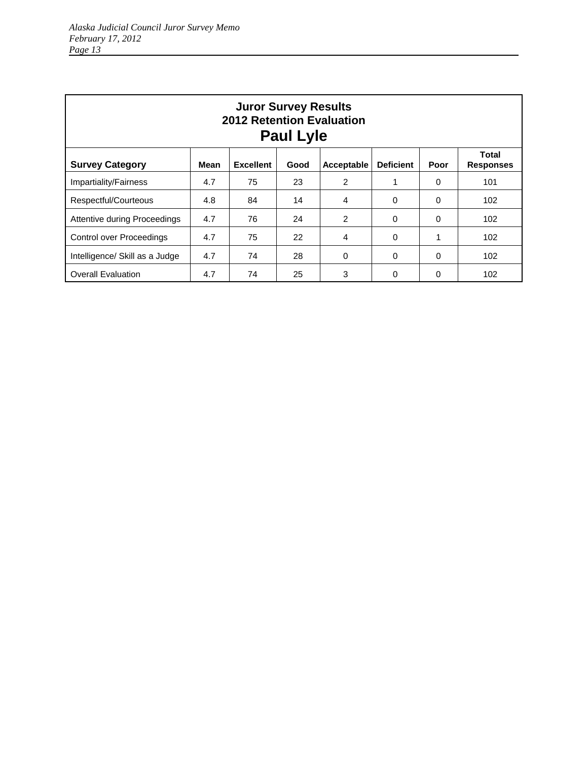**Juror Survey Results**
**2012 Retention Evaluation**
**Paul Lyle**

| Survey Category | Mean | Excellent | Good | Acceptable | Deficient | Poor | Total Responses |
|---|---|---|---|---|---|---|---|
| Impartiality/Fairness | 4.7 | 75 | 23 | 2 | 1 | 0 | 101 |
| Respectful/Courteous | 4.8 | 84 | 14 | 4 | 0 | 0 | 102 |
| Attentive during Proceedings | 4.7 | 76 | 24 | 2 | 0 | 0 | 102 |
| Control over Proceedings | 4.7 | 75 | 22 | 4 | 0 | 1 | 102 |
| Intelligence/ Skill as a Judge | 4.7 | 74 | 28 | 0 | 0 | 0 | 102 |
| Overall Evaluation | 4.7 | 74 | 25 | 3 | 0 | 0 | 102 |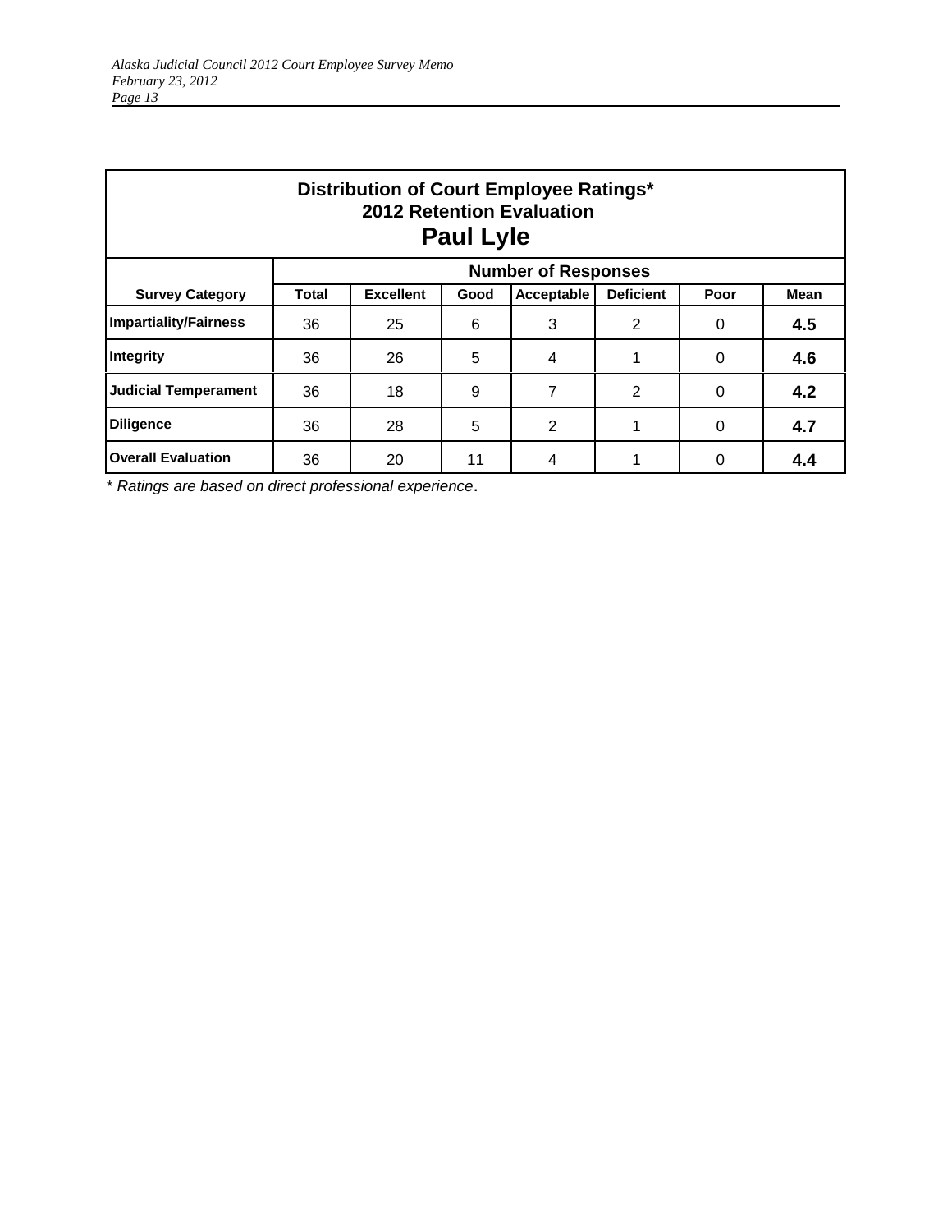## Distribution of Court Employee Ratings*
### 2012 Retention Evaluation
# Paul Lyle

| | Number of Responses | | | | | | |
|---|---|---|---|---|---|---|---|
| **Survey Category** | **Total** | **Excellent** | **Good** | **Acceptable** | **Deficient** | **Poor** | **Mean** |
| **Impartiality/Fairness** | 36 | 25 | 6 | 3 | 2 | 0 | **4.5** |
| **Integrity** | 36 | 26 | 5 | 4 | 1 | 0 | **4.6** |
| **Judicial Temperament** | 36 | 18 | 9 | 7 | 2 | 0 | **4.2** |
| **Diligence** | 36 | 28 | 5 | 2 | 1 | 0 | **4.7** |
| **Overall Evaluation** | 36 | 20 | 11 | 4 | 1 | 0 | **4.4** |

*\* Ratings are based on direct professional experience.*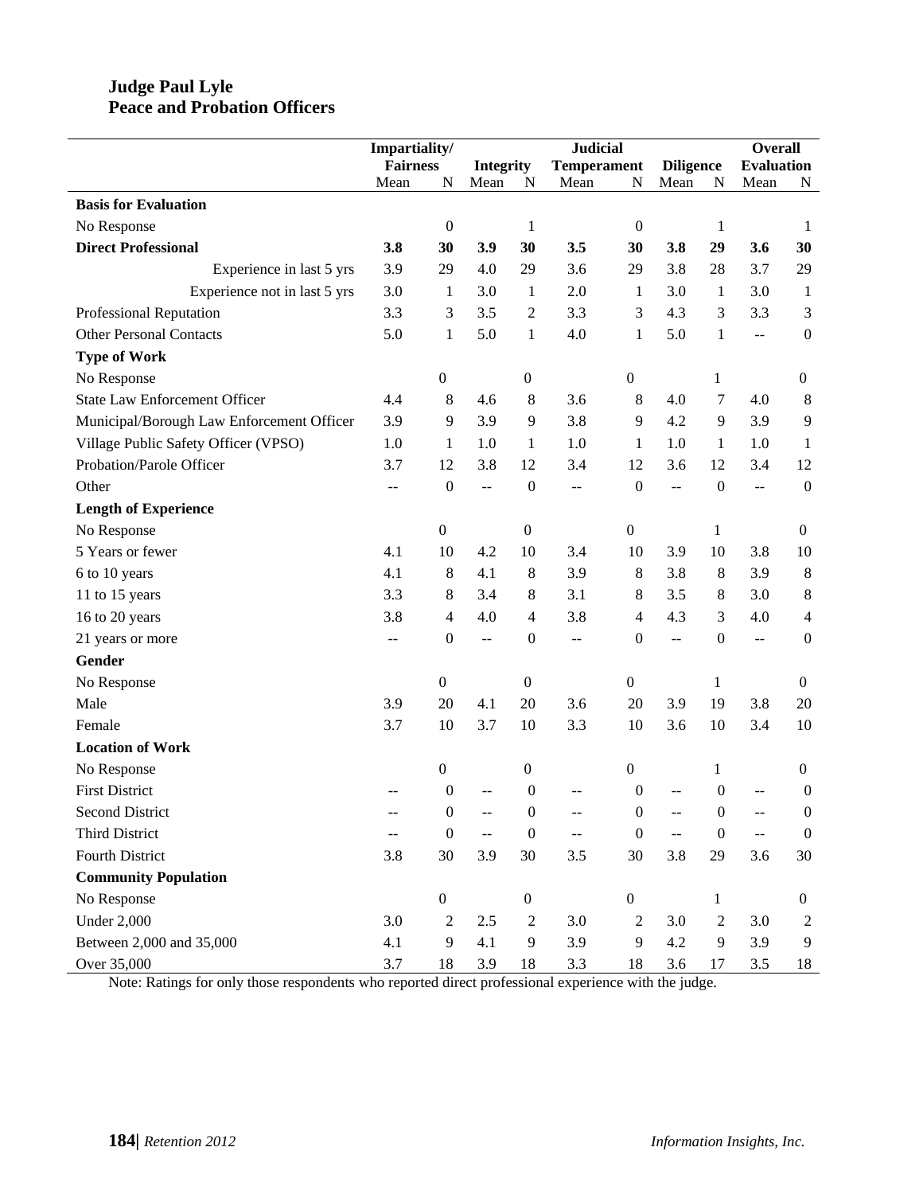**Judge Paul Lyle**
**Peace and Probation Officers**

| | Impartiality/ Fairness | | Integrity | | Judicial Temperament | | Diligence | | Overall Evaluation | |
|---|---|---|---|---|---|---|---|---|---|---|
| | Mean | N | Mean | N | Mean | N | Mean | N | Mean | N |
| **Basis for Evaluation** | | | | | | | | | | |
| No Response | | 0 | | 1 | | 0 | | 1 | | 1 |
| **Direct Professional** | **3.8** | **30** | **3.9** | **30** | **3.5** | **30** | **3.8** | **29** | **3.6** | **30** |
| Experience in last 5 yrs | 3.9 | 29 | 4.0 | 29 | 3.6 | 29 | 3.8 | 28 | 3.7 | 29 |
| Experience not in last 5 yrs | 3.0 | 1 | 3.0 | 1 | 2.0 | 1 | 3.0 | 1 | 3.0 | 1 |
| Professional Reputation | 3.3 | 3 | 3.5 | 2 | 3.3 | 3 | 4.3 | 3 | 3.3 | 3 |
| Other Personal Contacts | 5.0 | 1 | 5.0 | 1 | 4.0 | 1 | 5.0 | 1 | -- | 0 |
| **Type of Work** | | | | | | | | | | |
| No Response | | 0 | | 0 | | 0 | | 1 | | 0 |
| State Law Enforcement Officer | 4.4 | 8 | 4.6 | 8 | 3.6 | 8 | 4.0 | 7 | 4.0 | 8 |
| Municipal/Borough Law Enforcement Officer | 3.9 | 9 | 3.9 | 9 | 3.8 | 9 | 4.2 | 9 | 3.9 | 9 |
| Village Public Safety Officer (VPSO) | 1.0 | 1 | 1.0 | 1 | 1.0 | 1 | 1.0 | 1 | 1.0 | 1 |
| Probation/Parole Officer | 3.7 | 12 | 3.8 | 12 | 3.4 | 12 | 3.6 | 12 | 3.4 | 12 |
| Other | -- | 0 | -- | 0 | -- | 0 | -- | 0 | -- | 0 |
| **Length of Experience** | | | | | | | | | | |
| No Response | | 0 | | 0 | | 0 | | 1 | | 0 |
| 5 Years or fewer | 4.1 | 10 | 4.2 | 10 | 3.4 | 10 | 3.9 | 10 | 3.8 | 10 |
| 6 to 10 years | 4.1 | 8 | 4.1 | 8 | 3.9 | 8 | 3.8 | 8 | 3.9 | 8 |
| 11 to 15 years | 3.3 | 8 | 3.4 | 8 | 3.1 | 8 | 3.5 | 8 | 3.0 | 8 |
| 16 to 20 years | 3.8 | 4 | 4.0 | 4 | 3.8 | 4 | 4.3 | 3 | 4.0 | 4 |
| 21 years or more | -- | 0 | -- | 0 | -- | 0 | -- | 0 | -- | 0 |
| **Gender** | | | | | | | | | | |
| No Response | | 0 | | 0 | | 0 | | 1 | | 0 |
| Male | 3.9 | 20 | 4.1 | 20 | 3.6 | 20 | 3.9 | 19 | 3.8 | 20 |
| Female | 3.7 | 10 | 3.7 | 10 | 3.3 | 10 | 3.6 | 10 | 3.4 | 10 |
| **Location of Work** | | | | | | | | | | |
| No Response | | 0 | | 0 | | 0 | | 1 | | 0 |
| First District | -- | 0 | -- | 0 | -- | 0 | -- | 0 | -- | 0 |
| Second District | -- | 0 | -- | 0 | -- | 0 | -- | 0 | -- | 0 |
| Third District | -- | 0 | -- | 0 | -- | 0 | -- | 0 | -- | 0 |
| Fourth District | 3.8 | 30 | 3.9 | 30 | 3.5 | 30 | 3.8 | 29 | 3.6 | 30 |
| **Community Population** | | | | | | | | | | |
| No Response | | 0 | | 0 | | 0 | | 1 | | 0 |
| Under 2,000 | 3.0 | 2 | 2.5 | 2 | 3.0 | 2 | 3.0 | 2 | 3.0 | 2 |
| Between 2,000 and 35,000 | 4.1 | 9 | 4.1 | 9 | 3.9 | 9 | 4.2 | 9 | 3.9 | 9 |
| Over 35,000 | 3.7 | 18 | 3.9 | 18 | 3.3 | 18 | 3.6 | 17 | 3.5 | 18 |

Note: Ratings for only those respondents who reported direct professional experience with the judge.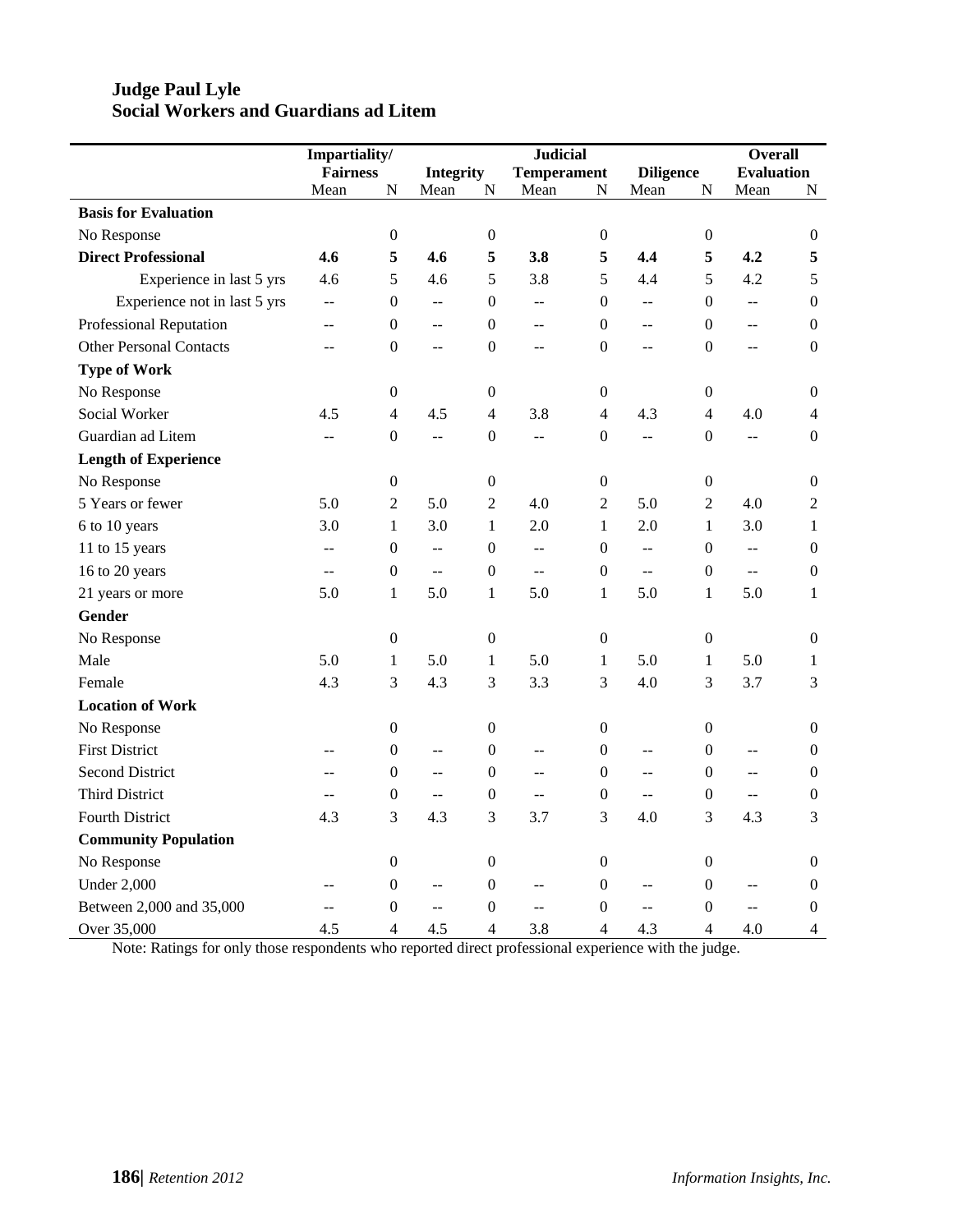## Judge Paul Lyle
## Social Workers and Guardians ad Litem

| | Impartiality/ Fairness | | Integrity | | Judicial Temperament | | Diligence | | Overall Evaluation | |
|---|---|---|---|---|---|---|---|---|---|---|
| | Mean | N | Mean | N | Mean | N | Mean | N | Mean | N |
| **Basis for Evaluation** | | | | | | | | | | |
| No Response | | 0 | | 0 | | 0 | | 0 | | 0 |
| **Direct Professional** | **4.6** | **5** | **4.6** | **5** | **3.8** | **5** | **4.4** | **5** | **4.2** | **5** |
| Experience in last 5 yrs | 4.6 | 5 | 4.6 | 5 | 3.8 | 5 | 4.4 | 5 | 4.2 | 5 |
| Experience not in last 5 yrs | -- | 0 | -- | 0 | -- | 0 | -- | 0 | -- | 0 |
| Professional Reputation | -- | 0 | -- | 0 | -- | 0 | -- | 0 | -- | 0 |
| Other Personal Contacts | -- | 0 | -- | 0 | -- | 0 | -- | 0 | -- | 0 |
| **Type of Work** | | | | | | | | | | |
| No Response | | 0 | | 0 | | 0 | | 0 | | 0 |
| Social Worker | 4.5 | 4 | 4.5 | 4 | 3.8 | 4 | 4.3 | 4 | 4.0 | 4 |
| Guardian ad Litem | -- | 0 | -- | 0 | -- | 0 | -- | 0 | -- | 0 |
| **Length of Experience** | | | | | | | | | | |
| No Response | | 0 | | 0 | | 0 | | 0 | | 0 |
| 5 Years or fewer | 5.0 | 2 | 5.0 | 2 | 4.0 | 2 | 5.0 | 2 | 4.0 | 2 |
| 6 to 10 years | 3.0 | 1 | 3.0 | 1 | 2.0 | 1 | 2.0 | 1 | 3.0 | 1 |
| 11 to 15 years | -- | 0 | -- | 0 | -- | 0 | -- | 0 | -- | 0 |
| 16 to 20 years | -- | 0 | -- | 0 | -- | 0 | -- | 0 | -- | 0 |
| 21 years or more | 5.0 | 1 | 5.0 | 1 | 5.0 | 1 | 5.0 | 1 | 5.0 | 1 |
| **Gender** | | | | | | | | | | |
| No Response | | 0 | | 0 | | 0 | | 0 | | 0 |
| Male | 5.0 | 1 | 5.0 | 1 | 5.0 | 1 | 5.0 | 1 | 5.0 | 1 |
| Female | 4.3 | 3 | 4.3 | 3 | 3.3 | 3 | 4.0 | 3 | 3.7 | 3 |
| **Location of Work** | | | | | | | | | | |
| No Response | | 0 | | 0 | | 0 | | 0 | | 0 |
| First District | -- | 0 | -- | 0 | -- | 0 | -- | 0 | -- | 0 |
| Second District | -- | 0 | -- | 0 | -- | 0 | -- | 0 | -- | 0 |
| Third District | -- | 0 | -- | 0 | -- | 0 | -- | 0 | -- | 0 |
| Fourth District | 4.3 | 3 | 4.3 | 3 | 3.7 | 3 | 4.0 | 3 | 4.3 | 3 |
| **Community Population** | | | | | | | | | | |
| No Response | | 0 | | 0 | | 0 | | 0 | | 0 |
| Under 2,000 | -- | 0 | -- | 0 | -- | 0 | -- | 0 | -- | 0 |
| Between 2,000 and 35,000 | -- | 0 | -- | 0 | -- | 0 | -- | 0 | -- | 0 |
| Over 35,000 | 4.5 | 4 | 4.5 | 4 | 3.8 | 4 | 4.3 | 4 | 4.0 | 4 |

Note: Ratings for only those respondents who reported direct professional experience with the judge.